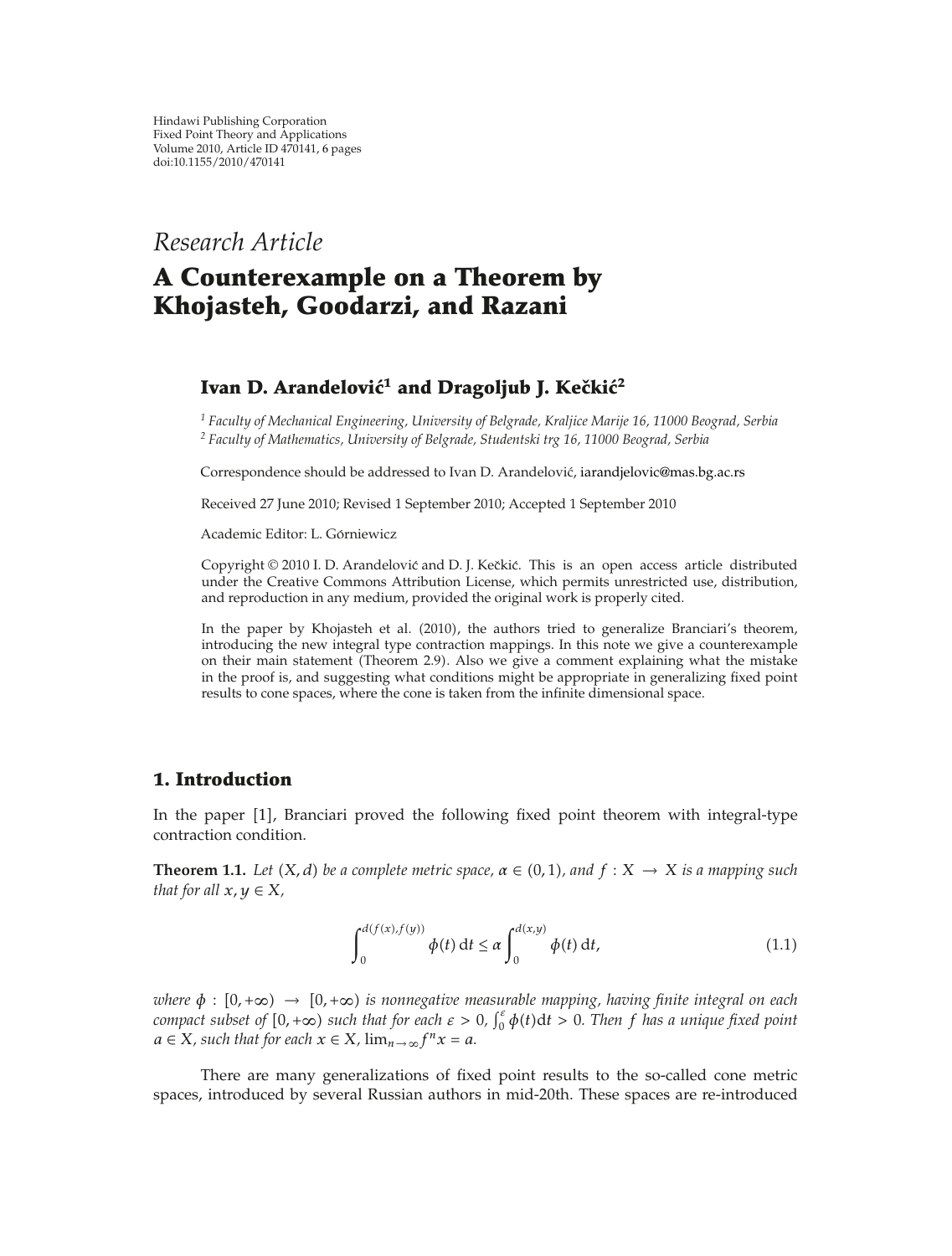Hindawi Publishing Corporation
Fixed Point Theory and Applications
Volume 2010, Article ID 470141, 6 pages
doi:10.1155/2010/470141

*Research Article*

# A Counterexample on a Theorem by Khojasteh, Goodarzi, and Razani

**Ivan D. Aranđelović[1] and Dragoljub J. Kečkić[2]**

[1] *Faculty of Mechanical Engineering, University of Belgrade, Kraljice Marije 16, 11000 Beograd, Serbia*
[2] *Faculty of Mathematics, University of Belgrade, Studentski trg 16, 11000 Beograd, Serbia*

Correspondence should be addressed to Ivan D. Aranđelović, iarandjelovic@mas.bg.ac.rs

Received 27 June 2010; Revised 1 September 2010; Accepted 1 September 2010

Academic Editor: L. Górniewicz

Copyright © 2010 I. D. Aranđelović and D. J. Kečkić. This is an open access article distributed under the Creative Commons Attribution License, which permits unrestricted use, distribution, and reproduction in any medium, provided the original work is properly cited.

In the paper by Khojasteh et al. (2010), the authors tried to generalize Branciari's theorem, introducing the new integral type contraction mappings. In this note we give a counterexample on their main statement (Theorem 2.9). Also we give a comment explaining what the mistake in the proof is, and suggesting what conditions might be appropriate in generalizing fixed point results to cone spaces, where the cone is taken from the infinite dimensional space.

## 1. Introduction

In the paper [1], Branciari proved the following fixed point theorem with integral-type contraction condition.

**Theorem 1.1.** *Let $(X, d)$ be a complete metric space, $\alpha \in (0,1)$, and $f : X \to X$ is a mapping such that for all $x, y \in X$,*

$$\int_0^{d(f(x),f(y))} \phi(t)\,\mathrm{d}t \le \alpha \int_0^{d(x,y)} \phi(t)\,\mathrm{d}t, \tag{1.1}$$

*where $\phi : [0,+\infty) \to [0,+\infty)$ is nonnegative measurable mapping, having finite integral on each compact subset of $[0,+\infty)$ such that for each $\varepsilon > 0$, $\int_0^{\varepsilon} \phi(t)\mathrm{d}t > 0$. Then $f$ has a unique fixed point $a \in X$, such that for each $x \in X$, $\lim_{n\to\infty} f^n x = a$.*

There are many generalizations of fixed point results to the so-called cone metric spaces, introduced by several Russian authors in mid-20th. These spaces are re-introduced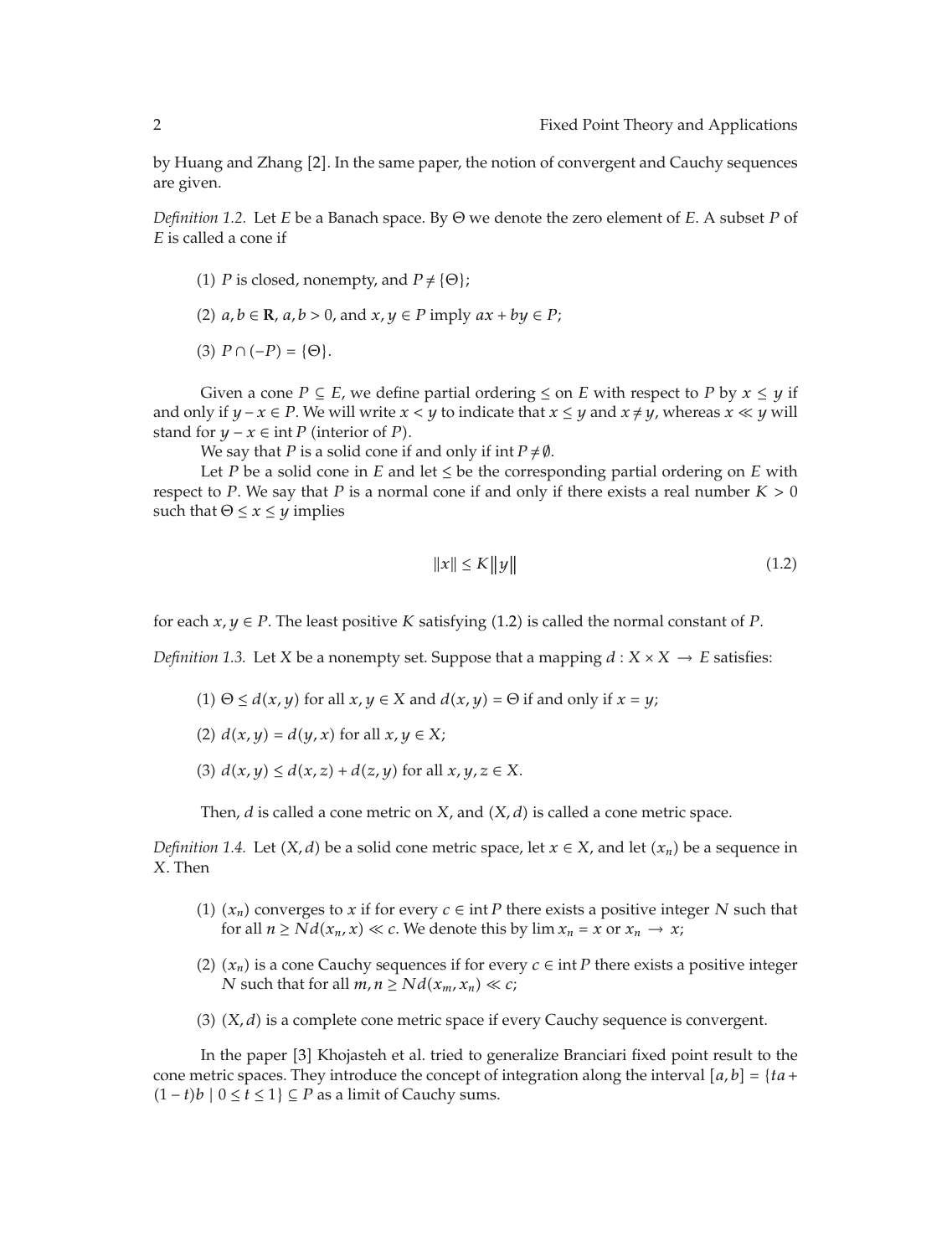by Huang and Zhang [2]. In the same paper, the notion of convergent and Cauchy sequences are given.

*Definition 1.2.* Let $E$ be a Banach space. By $\Theta$ we denote the zero element of $E$. A subset $P$ of $E$ is called a cone if

(1) $P$ is closed, nonempty, and $P \neq \{\Theta\}$;

(2) $a, b \in \mathbf{R}$, $a, b > 0$, and $x, y \in P$ imply $ax + by \in P$;

(3) $P \cap (-P) = \{\Theta\}$.

Given a cone $P \subseteq E$, we define partial ordering $\leq$ on $E$ with respect to $P$ by $x \leq y$ if and only if $y - x \in P$. We will write $x < y$ to indicate that $x \leq y$ and $x \neq y$, whereas $x \ll y$ will stand for $y - x \in \operatorname{int} P$ (interior of $P$).

We say that $P$ is a solid cone if and only if $\operatorname{int} P \neq \emptyset$.

Let $P$ be a solid cone in $E$ and let $\leq$ be the corresponding partial ordering on $E$ with respect to $P$. We say that $P$ is a normal cone if and only if there exists a real number $K > 0$ such that $\Theta \leq x \leq y$ implies

$$\|x\| \leq K\|y\| \tag{1.2}$$

for each $x, y \in P$. The least positive $K$ satisfying (1.2) is called the normal constant of $P$.

*Definition 1.3.* Let $X$ be a nonempty set. Suppose that a mapping $d : X \times X \to E$ satisfies:

(1) $\Theta \leq d(x, y)$ for all $x, y \in X$ and $d(x, y) = \Theta$ if and only if $x = y$;

(2) $d(x, y) = d(y, x)$ for all $x, y \in X$;

(3) $d(x, y) \leq d(x, z) + d(z, y)$ for all $x, y, z \in X$.

Then, $d$ is called a cone metric on $X$, and $(X, d)$ is called a cone metric space.

*Definition 1.4.* Let $(X, d)$ be a solid cone metric space, let $x \in X$, and let $(x_n)$ be a sequence in $X$. Then

(1) $(x_n)$ converges to $x$ if for every $c \in \operatorname{int} P$ there exists a positive integer $N$ such that for all $n \geq N d(x_n, x) \ll c$. We denote this by $\lim x_n = x$ or $x_n \to x$;

(2) $(x_n)$ is a cone Cauchy sequences if for every $c \in \operatorname{int} P$ there exists a positive integer $N$ such that for all $m, n \geq N d(x_m, x_n) \ll c$;

(3) $(X, d)$ is a complete cone metric space if every Cauchy sequence is convergent.

In the paper [3] Khojasteh et al. tried to generalize Branciari fixed point result to the cone metric spaces. They introduce the concept of integration along the interval $[a, b] = \{ta + (1 - t)b \mid 0 \leq t \leq 1\} \subseteq P$ as a limit of Cauchy sums.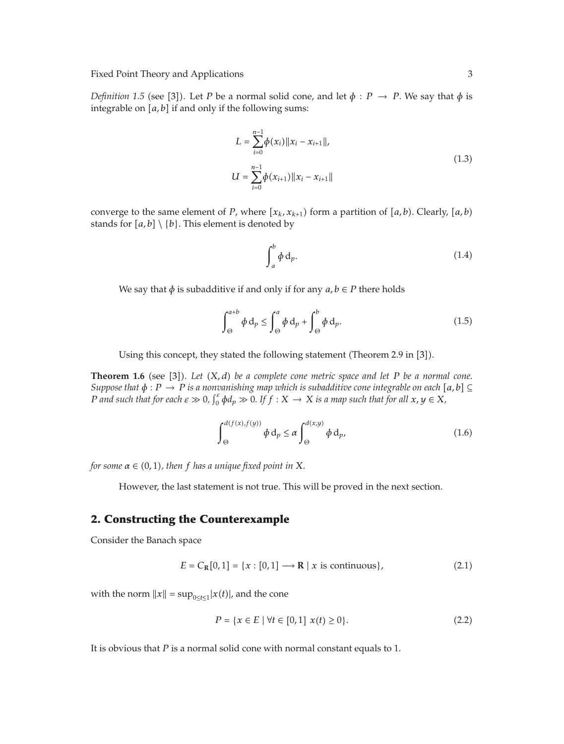*Definition 1.5* (see [3]). Let $P$ be a normal solid cone, and let $\phi : P \to P$. We say that $\phi$ is integrable on $[a,b]$ if and only if the following sums:

$$L = \sum_{i=0}^{n-1} \phi(x_i) \|x_i - x_{i+1}\|,$$
$$U = \sum_{i=0}^{n-1} \phi(x_{i+1}) \|x_i - x_{i+1}\| \tag{1.3}$$

converge to the same element of $P$, where $[x_k, x_{k+1})$ form a partition of $[a,b)$. Clearly, $[a,b)$ stands for $[a,b] \setminus \{b\}$. This element is denoted by

$$\int_a^b \phi \, \mathrm{d}_p. \tag{1.4}$$

We say that $\phi$ is subadditive if and only if for any $a, b \in P$ there holds

$$\int_\Theta^{a+b} \phi \, \mathrm{d}_p \leq \int_\Theta^{a} \phi \, \mathrm{d}_p + \int_\Theta^{b} \phi \, \mathrm{d}_p. \tag{1.5}$$

Using this concept, they stated the following statement (Theorem 2.9 in [3]).

**Theorem 1.6** (see [3]). *Let $(X,d)$ be a complete cone metric space and let $P$ be a normal cone. Suppose that $\phi : P \to P$ is a nonvanishing map which is subadditive cone integrable on each $[a,b] \subseteq P$ and such that for each $\varepsilon \gg 0$, $\int_0^\varepsilon \phi d_p \gg 0$. If $f : X \to X$ is a map such that for all $x, y \in X$,*

$$\int_\Theta^{d(f(x),f(y))} \phi \, \mathrm{d}_p \leq \alpha \int_\Theta^{d(x,y)} \phi \, \mathrm{d}_p, \tag{1.6}$$

*for some $\alpha \in (0,1)$, then $f$ has a unique fixed point in $X$.*

However, the last statement is not true. This will be proved in the next section.

## 2. Constructing the Counterexample

Consider the Banach space

$$E = C_{\mathbf{R}}[0,1] = \{x : [0,1] \longrightarrow \mathbf{R} \mid x \text{ is continuous}\}, \tag{2.1}$$

with the norm $\|x\| = \sup_{0 \leq t \leq 1} |x(t)|$, and the cone

$$P = \{x \in E \mid \forall t \in [0,1] \ x(t) \geq 0\}. \tag{2.2}$$

It is obvious that $P$ is a normal solid cone with normal constant equals to 1.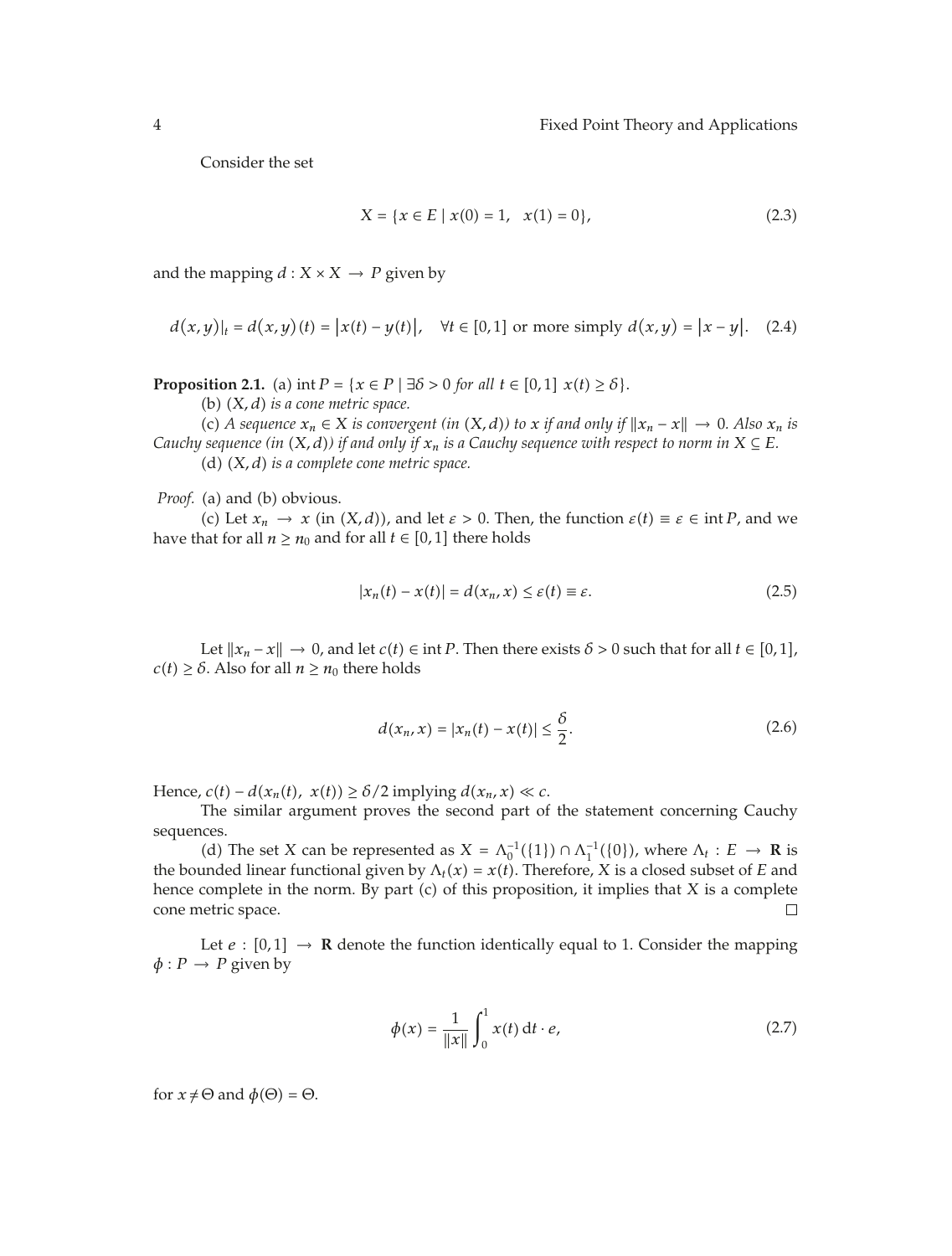Consider the set

$$X = \{x \in E \mid x(0) = 1, \quad x(1) = 0\}, \tag{2.3}$$

and the mapping $d : X \times X \to P$ given by

$$d(x, y)|_t = d(x, y)(t) = |x(t) - y(t)|, \quad \forall t \in [0, 1] \text{ or more simply } d(x, y) = |x - y|. \tag{2.4}$$

**Proposition 2.1.** (a) $\operatorname{int} P = \{x \in P \mid \exists \delta > 0 \text{ for all } t \in [0,1]\ x(t) \geq \delta\}$.

(b) *$(X, d)$ is a cone metric space.*

(c) *A sequence $x_n \in X$ is convergent (in $(X, d)$) to $x$ if and only if $\|x_n - x\| \to 0$. Also $x_n$ is Cauchy sequence (in $(X, d)$) if and only if $x_n$ is a Cauchy sequence with respect to norm in $X \subseteq E$.*

(d) *$(X, d)$ is a complete cone metric space.*

*Proof.* (a) and (b) obvious.

(c) Let $x_n \to x$ (in $(X, d)$), and let $\varepsilon > 0$. Then, the function $\varepsilon(t) \equiv \varepsilon \in \operatorname{int} P$, and we have that for all $n \geq n_0$ and for all $t \in [0, 1]$ there holds

$$|x_n(t) - x(t)| = d(x_n, x) \leq \varepsilon(t) \equiv \varepsilon. \tag{2.5}$$

Let $\|x_n - x\| \to 0$, and let $c(t) \in \operatorname{int} P$. Then there exists $\delta > 0$ such that for all $t \in [0, 1]$, $c(t) \geq \delta$. Also for all $n \geq n_0$ there holds

$$d(x_n, x) = |x_n(t) - x(t)| \leq \frac{\delta}{2}. \tag{2.6}$$

Hence, $c(t) - d(x_n(t),\ x(t)) \geq \delta/2$ implying $d(x_n, x) \ll c$.

The similar argument proves the second part of the statement concerning Cauchy sequences.

(d) The set $X$ can be represented as $X = \Lambda_0^{-1}(\{1\}) \cap \Lambda_1^{-1}(\{0\})$, where $\Lambda_t : E \to \mathbf{R}$ is the bounded linear functional given by $\Lambda_t(x) = x(t)$. Therefore, $X$ is a closed subset of $E$ and hence complete in the norm. By part (c) of this proposition, it implies that $X$ is a complete cone metric space. □

Let $e : [0, 1] \to \mathbf{R}$ denote the function identically equal to 1. Consider the mapping $\phi : P \to P$ given by

$$\phi(x) = \frac{1}{\|x\|} \int_0^1 x(t)\, \mathrm{d}t \cdot e, \tag{2.7}$$

for $x \neq \Theta$ and $\phi(\Theta) = \Theta$.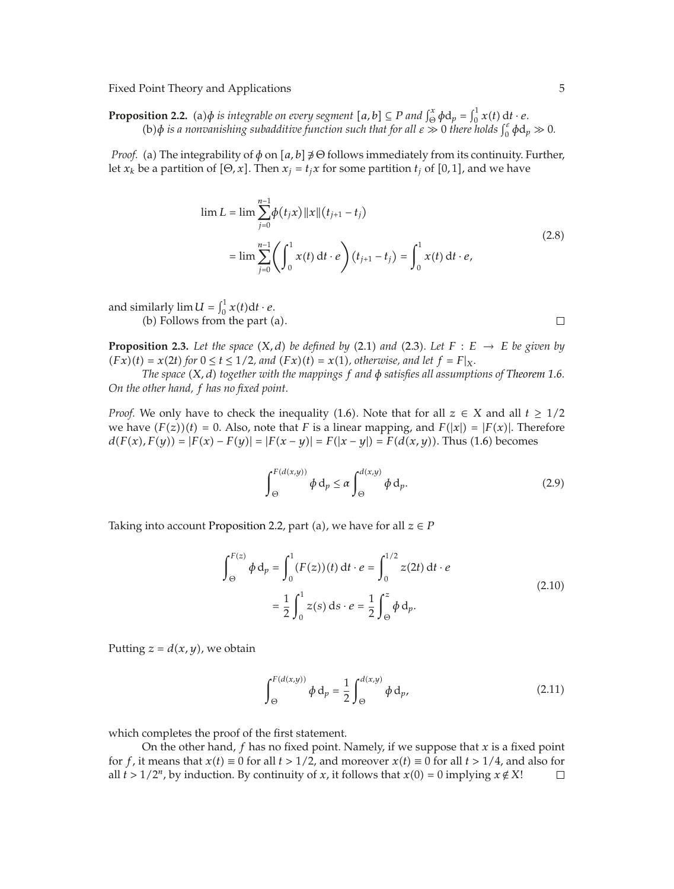**Proposition 2.2.** (a)$\phi$ *is integrable on every segment* $[a,b] \subseteq P$ *and* $\int_{\Theta}^{x} \phi \mathrm{d}_p = \int_0^1 x(t)\,\mathrm{d}t \cdot e$.

(b)$\phi$ *is a nonvanishing subadditive function such that for all* $\varepsilon \gg 0$ *there holds* $\int_0^{\varepsilon} \phi \mathrm{d}_p \gg 0$.

*Proof.* (a) The integrability of $\phi$ on $[a,b] \not\ni \Theta$ follows immediately from its continuity. Further, let $x_k$ be a partition of $[\Theta, x]$. Then $x_j = t_j x$ for some partition $t_j$ of $[0,1]$, and we have

$$\lim L = \lim \sum_{j=0}^{n-1} \phi(t_j x)\|x\|(t_{j+1} - t_j) = \lim \sum_{j=0}^{n-1} \left( \int_0^1 x(t)\,\mathrm{d}t \cdot e \right)(t_{j+1} - t_j) = \int_0^1 x(t)\,\mathrm{d}t \cdot e, \tag{2.8}$$

and similarly $\lim U = \int_0^1 x(t)\mathrm{d}t \cdot e$.

(b) Follows from the part (a). □

**Proposition 2.3.** *Let the space* $(X,d)$ *be defined by* (2.1) *and* (2.3). *Let* $F : E \to E$ *be given by* $(Fx)(t) = x(2t)$ *for* $0 \le t \le 1/2$, *and* $(Fx)(t) = x(1)$, *otherwise, and let* $f = F|_X$.

*The space* $(X,d)$ *together with the mappings* $f$ *and* $\phi$ *satisfies all assumptions of Theorem 1.6. On the other hand,* $f$ *has no fixed point.*

*Proof.* We only have to check the inequality (1.6). Note that for all $z \in X$ and all $t \ge 1/2$ we have $(F(z))(t) = 0$. Also, note that $F$ is a linear mapping, and $F(|x|) = |F(x)|$. Therefore $d(F(x), F(y)) = |F(x) - F(y)| = |F(x-y)| = F(|x-y|) = F(d(x,y))$. Thus (1.6) becomes

$$\int_{\Theta}^{F(d(x,y))} \phi \,\mathrm{d}_p \le \alpha \int_{\Theta}^{d(x,y)} \phi \,\mathrm{d}_p. \tag{2.9}$$

Taking into account Proposition 2.2, part (a), we have for all $z \in P$

$$\int_{\Theta}^{F(z)} \phi \,\mathrm{d}_p = \int_0^1 (F(z))(t)\,\mathrm{d}t \cdot e = \int_0^{1/2} z(2t)\,\mathrm{d}t \cdot e = \frac{1}{2}\int_0^1 z(s)\,\mathrm{d}s \cdot e = \frac{1}{2}\int_{\Theta}^{z} \phi \,\mathrm{d}_p. \tag{2.10}$$

Putting $z = d(x,y)$, we obtain

$$\int_{\Theta}^{F(d(x,y))} \phi \,\mathrm{d}_p = \frac{1}{2}\int_{\Theta}^{d(x,y)} \phi \,\mathrm{d}_p, \tag{2.11}$$

which completes the proof of the first statement.

On the other hand, $f$ has no fixed point. Namely, if we suppose that $x$ is a fixed point for $f$, it means that $x(t) \equiv 0$ for all $t > 1/2$, and moreover $x(t) \equiv 0$ for all $t > 1/4$, and also for all $t > 1/2^n$, by induction. By continuity of $x$, it follows that $x(0) = 0$ implying $x \notin X$! □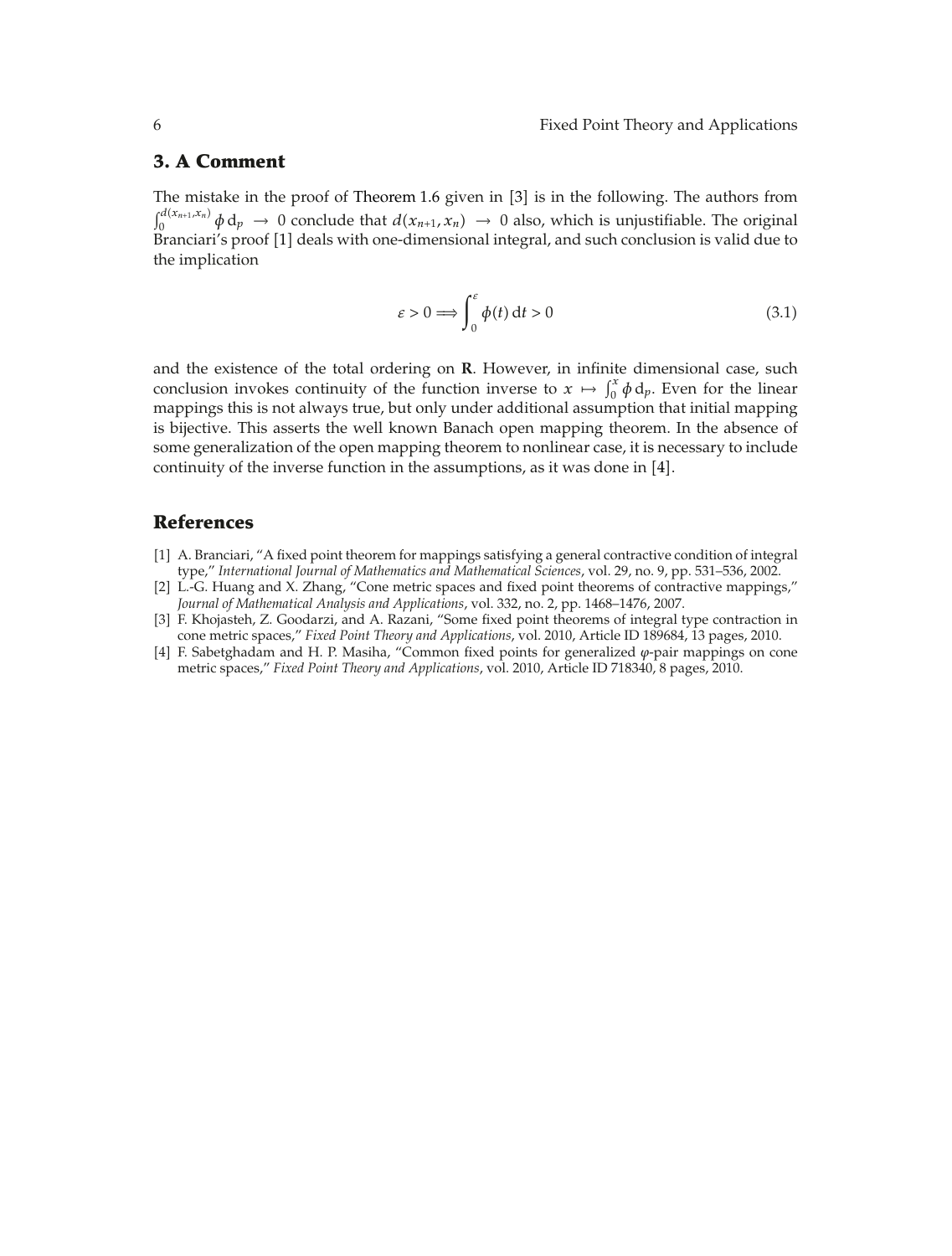## 3. A Comment

The mistake in the proof of Theorem 1.6 given in [3] is in the following. The authors from $\int_0^{d(x_{n+1},x_n)} \phi \, \mathrm{d}_p \to 0$ conclude that $d(x_{n+1}, x_n) \to 0$ also, which is unjustifiable. The original Branciari's proof [1] deals with one-dimensional integral, and such conclusion is valid due to the implication

$$\varepsilon > 0 \Longrightarrow \int_0^{\varepsilon} \phi(t) \, \mathrm{d}t > 0 \tag{3.1}$$

and the existence of the total ordering on $\mathbf{R}$. However, in infinite dimensional case, such conclusion invokes continuity of the function inverse to $x \mapsto \int_0^x \phi \, \mathrm{d}_p$. Even for the linear mappings this is not always true, but only under additional assumption that initial mapping is bijective. This asserts the well known Banach open mapping theorem. In the absence of some generalization of the open mapping theorem to nonlinear case, it is necessary to include continuity of the inverse function in the assumptions, as it was done in [4].

## References

[1] A. Branciari, "A fixed point theorem for mappings satisfying a general contractive condition of integral type," *International Journal of Mathematics and Mathematical Sciences*, vol. 29, no. 9, pp. 531–536, 2002.

[2] L.-G. Huang and X. Zhang, "Cone metric spaces and fixed point theorems of contractive mappings," *Journal of Mathematical Analysis and Applications*, vol. 332, no. 2, pp. 1468–1476, 2007.

[3] F. Khojasteh, Z. Goodarzi, and A. Razani, "Some fixed point theorems of integral type contraction in cone metric spaces," *Fixed Point Theory and Applications*, vol. 2010, Article ID 189684, 13 pages, 2010.

[4] F. Sabetghadam and H. P. Masiha, "Common fixed points for generalized $\varphi$-pair mappings on cone metric spaces," *Fixed Point Theory and Applications*, vol. 2010, Article ID 718340, 8 pages, 2010.